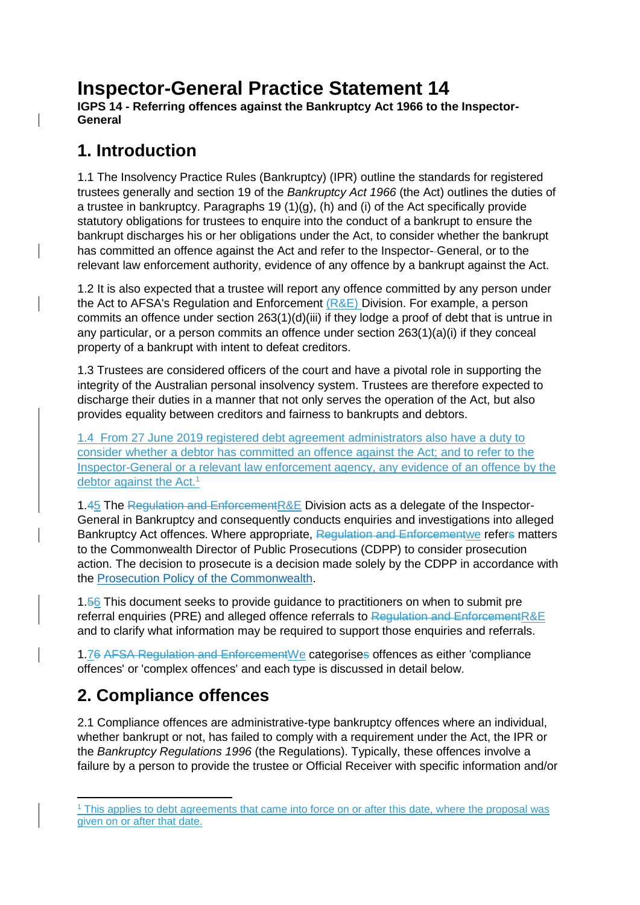# Inspector-General Practice Statement 14

**IGPS 14 - Referring offences against the Bankruptcy Act 1966 to the Inspector-General**

## 1. Introduction

1.1 The Insolvency Practice Rules (Bankruptcy) (IPR) outline the standards for registered trustees generally and section 19 of the *Bankruptcy Act 1966* (the Act) outlines the duties of a trustee in bankruptcy. Paragraphs 19 (1)(g), (h) and (i) of the Act specifically provide statutory obligations for trustees to enquire into the conduct of a bankrupt to ensure the bankrupt discharges his or her obligations under the Act, to consider whether the bankrupt has committed an offence against the Act and refer to the Inspector-General, or to the relevant law enforcement authority, evidence of any offence by a bankrupt against the Act.

1.2 It is also expected that a trustee will report any offence committed by any person under the Act to AFSA's Regulation and Enforcement (R&E) Division. For example, a person commits an offence under section 263(1)(d)(iii) if they lodge a proof of debt that is untrue in any particular, or a person commits an offence under section 263(1)(a)(i) if they conceal property of a bankrupt with intent to defeat creditors.

1.3 Trustees are considered officers of the court and have a pivotal role in supporting the integrity of the Australian personal insolvency system. Trustees are therefore expected to discharge their duties in a manner that not only serves the operation of the Act, but also provides equality between creditors and fairness to bankrupts and debtors.

1.4 From 27 June 2019 registered debt agreement administrators also have a duty to consider whether a debtor has committed an offence against the Act; and to refer to the Inspector-General or a relevant law enforcement agency, any evidence of an offence by the debtor against the Act.[1]

1.~~4~~5 The ~~Regulation and Enforcement~~R&E Division acts as a delegate of the Inspector-General in Bankruptcy and consequently conducts enquiries and investigations into alleged Bankruptcy Act offences. Where appropriate, ~~Regulation and Enforcement~~we refer~~s~~ matters to the Commonwealth Director of Public Prosecutions (CDPP) to consider prosecution action. The decision to prosecute is a decision made solely by the CDPP in accordance with the Prosecution Policy of the Commonwealth.

1.~~5~~6 This document seeks to provide guidance to practitioners on when to submit pre referral enquiries (PRE) and alleged offence referrals to ~~Regulation and Enforcement~~R&E and to clarify what information may be required to support those enquiries and referrals.

1.~~7~~6 ~~AFSA Regulation and Enforcement~~We categorise~~s~~ offences as either 'compliance offences' or 'complex offences' and each type is discussed in detail below.

## 2. Compliance offences

2.1 Compliance offences are administrative-type bankruptcy offences where an individual, whether bankrupt or not, has failed to comply with a requirement under the Act, the IPR or the *Bankruptcy Regulations 1996* (the Regulations). Typically, these offences involve a failure by a person to provide the trustee or Official Receiver with specific information and/or

---

[1] This applies to debt agreements that came into force on or after this date, where the proposal was given on or after that date.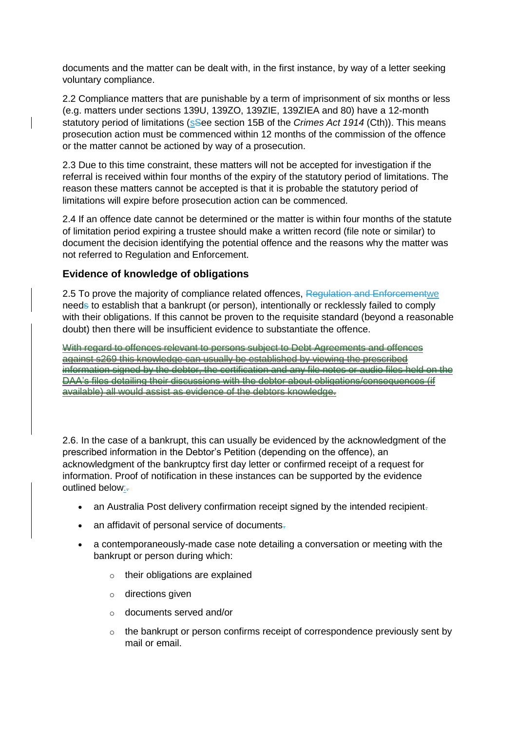documents and the matter can be dealt with, in the first instance, by way of a letter seeking voluntary compliance.

2.2 Compliance matters that are punishable by a term of imprisonment of six months or less (e.g. matters under sections 139U, 139ZO, 139ZIE, 139ZIEA and 80) have a 12-month statutory period of limitations (s~~S~~ee section 15B of the *Crimes Act 1914* (Cth)). This means prosecution action must be commenced within 12 months of the commission of the offence or the matter cannot be actioned by way of a prosecution.

2.3 Due to this time constraint, these matters will not be accepted for investigation if the referral is received within four months of the expiry of the statutory period of limitations. The reason these matters cannot be accepted is that it is probable the statutory period of limitations will expire before prosecution action can be commenced.

2.4 If an offence date cannot be determined or the matter is within four months of the statute of limitation period expiring a trustee should make a written record (file note or similar) to document the decision identifying the potential offence and the reasons why the matter was not referred to Regulation and Enforcement.

### Evidence of knowledge of obligations

2.5 To prove the majority of compliance related offences, ~~Regulation and Enforcement~~we need~~s~~ to establish that a bankrupt (or person), intentionally or recklessly failed to comply with their obligations. If this cannot be proven to the requisite standard (beyond a reasonable doubt) then there will be insufficient evidence to substantiate the offence.

~~With regard to offences relevant to persons subject to Debt Agreements and offences against s269 this knowledge can usually be established by viewing the prescribed information signed by the debtor, the certification and any file notes or audio files held on the DAA's files detailing their discussions with the debtor about obligations/consequences (if available) all would assist as evidence of the debtors knowledge.~~

2.6. In the case of a bankrupt, this can usually be evidenced by the acknowledgment of the prescribed information in the Debtor's Petition (depending on the offence), an acknowledgment of the bankruptcy first day letter or confirmed receipt of a request for information. Proof of notification in these instances can be supported by the evidence outlined below:~~.~~

- an Australia Post delivery confirmation receipt signed by the intended recipient~~.~~
- an affidavit of personal service of documents~~.~~
- a contemporaneously-made case note detailing a conversation or meeting with the bankrupt or person during which:
    - their obligations are explained
    - directions given
    - documents served and/or
    - the bankrupt or person confirms receipt of correspondence previously sent by mail or email.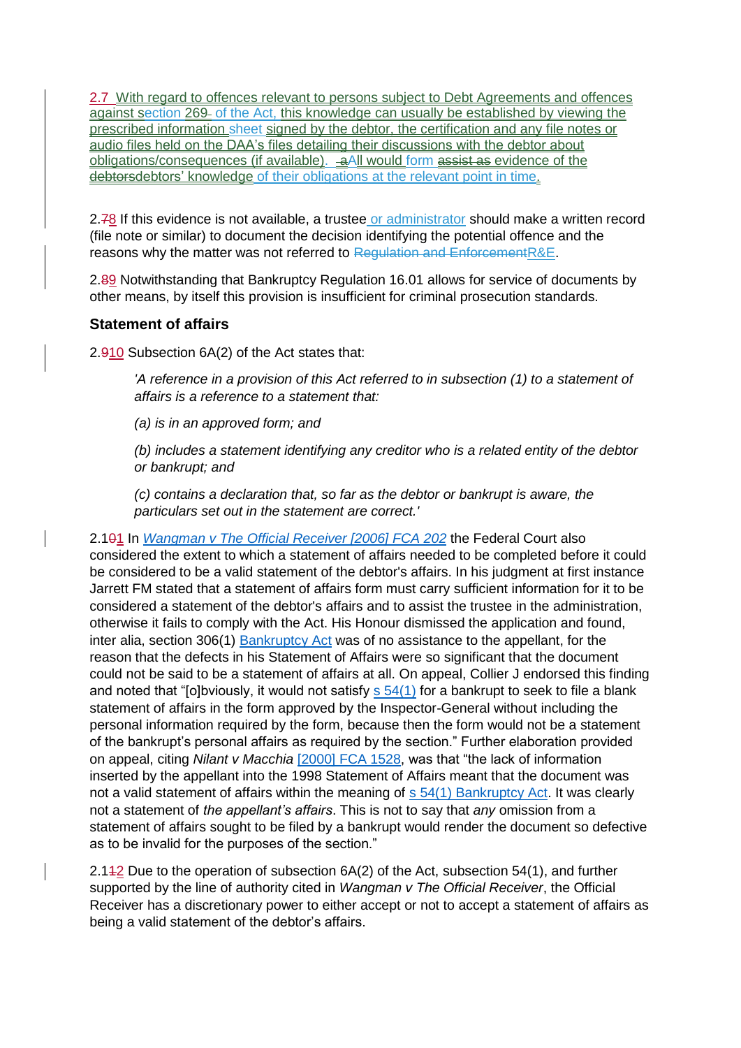2.7 With regard to offences relevant to persons subject to Debt Agreements and offences against section 269 of the Act, this knowledge can usually be established by viewing the prescribed information sheet signed by the debtor, the certification and any file notes or audio files held on the DAA's files detailing their discussions with the debtor about obligations/consequences (if available). ~~a~~All would form ~~assist as~~ evidence of the ~~debtors~~debtors' knowledge of their obligations at the relevant point in time.

2.~~7~~8 If this evidence is not available, a trustee or administrator should make a written record (file note or similar) to document the decision identifying the potential offence and the reasons why the matter was not referred to ~~Regulation and Enforcement~~R&E.

2.~~8~~9 Notwithstanding that Bankruptcy Regulation 16.01 allows for service of documents by other means, by itself this provision is insufficient for criminal prosecution standards.

### Statement of affairs

2.~~9~~10 Subsection 6A(2) of the Act states that:

> *'A reference in a provision of this Act referred to in subsection (1) to a statement of affairs is a reference to a statement that:*
>
> *(a) is in an approved form; and*
>
> *(b) includes a statement identifying any creditor who is a related entity of the debtor or bankrupt; and*
>
> *(c) contains a declaration that, so far as the debtor or bankrupt is aware, the particulars set out in the statement are correct.'*

2.1~~0~~1 In *Wangman v The Official Receiver [2006] FCA 202* the Federal Court also considered the extent to which a statement of affairs needed to be completed before it could be considered to be a valid statement of the debtor's affairs. In his judgment at first instance Jarrett FM stated that a statement of affairs form must carry sufficient information for it to be considered a statement of the debtor's affairs and to assist the trustee in the administration, otherwise it fails to comply with the Act. His Honour dismissed the application and found, inter alia, section 306(1) Bankruptcy Act was of no assistance to the appellant, for the reason that the defects in his Statement of Affairs were so significant that the document could not be said to be a statement of affairs at all. On appeal, Collier J endorsed this finding and noted that "[o]bviously, it would not satisfy s 54(1) for a bankrupt to seek to file a blank statement of affairs in the form approved by the Inspector-General without including the personal information required by the form, because then the form would not be a statement of the bankrupt's personal affairs as required by the section." Further elaboration provided on appeal, citing *Nilant v Macchia* [2000] FCA 1528, was that "the lack of information inserted by the appellant into the 1998 Statement of Affairs meant that the document was not a valid statement of affairs within the meaning of s 54(1) Bankruptcy Act. It was clearly not a statement of *the appellant's affairs*. This is not to say that *any* omission from a statement of affairs sought to be filed by a bankrupt would render the document so defective as to be invalid for the purposes of the section."

2.1~~1~~2 Due to the operation of subsection 6A(2) of the Act, subsection 54(1), and further supported by the line of authority cited in *Wangman v The Official Receiver*, the Official Receiver has a discretionary power to either accept or not to accept a statement of affairs as being a valid statement of the debtor's affairs.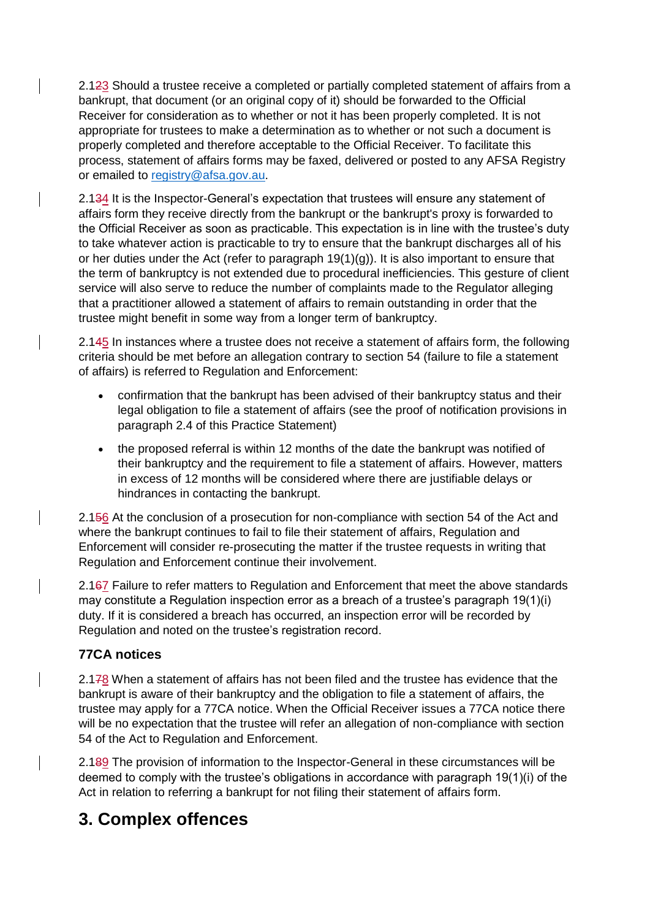2.1~~2~~3 Should a trustee receive a completed or partially completed statement of affairs from a bankrupt, that document (or an original copy of it) should be forwarded to the Official Receiver for consideration as to whether or not it has been properly completed. It is not appropriate for trustees to make a determination as to whether or not such a document is properly completed and therefore acceptable to the Official Receiver. To facilitate this process, statement of affairs forms may be faxed, delivered or posted to any AFSA Registry or emailed to [registry@afsa.gov.au](mailto:registry@afsa.gov.au).

2.1~~3~~4 It is the Inspector-General's expectation that trustees will ensure any statement of affairs form they receive directly from the bankrupt or the bankrupt's proxy is forwarded to the Official Receiver as soon as practicable. This expectation is in line with the trustee's duty to take whatever action is practicable to try to ensure that the bankrupt discharges all of his or her duties under the Act (refer to paragraph 19(1)(g)). It is also important to ensure that the term of bankruptcy is not extended due to procedural inefficiencies. This gesture of client service will also serve to reduce the number of complaints made to the Regulator alleging that a practitioner allowed a statement of affairs to remain outstanding in order that the trustee might benefit in some way from a longer term of bankruptcy.

2.1~~4~~5 In instances where a trustee does not receive a statement of affairs form, the following criteria should be met before an allegation contrary to section 54 (failure to file a statement of affairs) is referred to Regulation and Enforcement:

- confirmation that the bankrupt has been advised of their bankruptcy status and their legal obligation to file a statement of affairs (see the proof of notification provisions in paragraph 2.4 of this Practice Statement)
- the proposed referral is within 12 months of the date the bankrupt was notified of their bankruptcy and the requirement to file a statement of affairs. However, matters in excess of 12 months will be considered where there are justifiable delays or hindrances in contacting the bankrupt.

2.1~~5~~6 At the conclusion of a prosecution for non-compliance with section 54 of the Act and where the bankrupt continues to fail to file their statement of affairs, Regulation and Enforcement will consider re-prosecuting the matter if the trustee requests in writing that Regulation and Enforcement continue their involvement.

2.1~~6~~7 Failure to refer matters to Regulation and Enforcement that meet the above standards may constitute a Regulation inspection error as a breach of a trustee's paragraph 19(1)(i) duty. If it is considered a breach has occurred, an inspection error will be recorded by Regulation and noted on the trustee's registration record.

**77CA notices**

2.1~~7~~8 When a statement of affairs has not been filed and the trustee has evidence that the bankrupt is aware of their bankruptcy and the obligation to file a statement of affairs, the trustee may apply for a 77CA notice. When the Official Receiver issues a 77CA notice there will be no expectation that the trustee will refer an allegation of non-compliance with section 54 of the Act to Regulation and Enforcement.

2.1~~8~~9 The provision of information to the Inspector-General in these circumstances will be deemed to comply with the trustee's obligations in accordance with paragraph 19(1)(i) of the Act in relation to referring a bankrupt for not filing their statement of affairs form.

# 3. Complex offences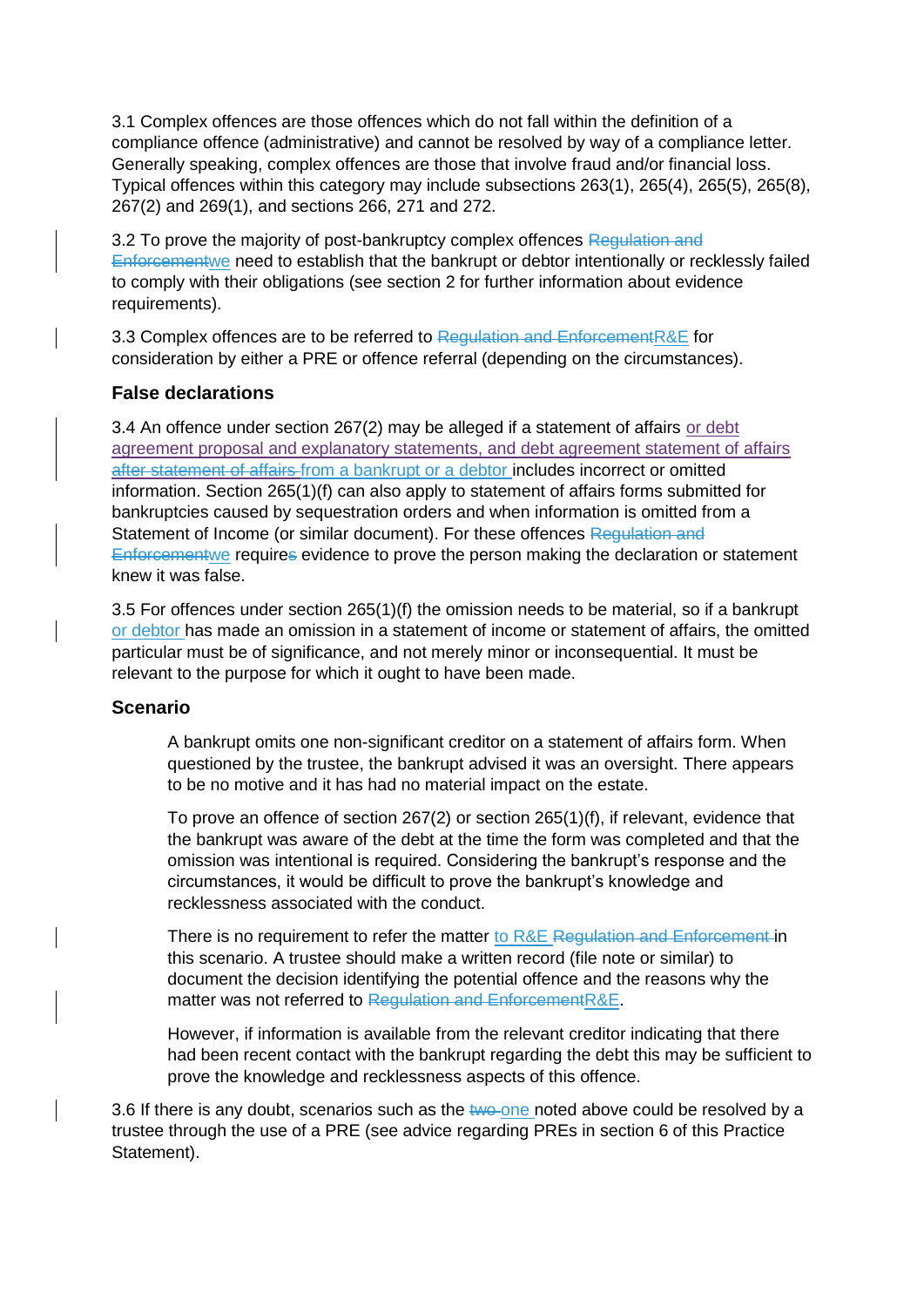3.1 Complex offences are those offences which do not fall within the definition of a compliance offence (administrative) and cannot be resolved by way of a compliance letter. Generally speaking, complex offences are those that involve fraud and/or financial loss. Typical offences within this category may include subsections 263(1), 265(4), 265(5), 265(8), 267(2) and 269(1), and sections 266, 271 and 272.

3.2 To prove the majority of post-bankruptcy complex offences ~~Regulation and Enforcement~~we need to establish that the bankrupt or debtor intentionally or recklessly failed to comply with their obligations (see section 2 for further information about evidence requirements).

3.3 Complex offences are to be referred to ~~Regulation and Enforcement~~R&E for consideration by either a PRE or offence referral (depending on the circumstances).

## False declarations

3.4 An offence under section 267(2) may be alleged if a statement of affairs or debt agreement proposal and explanatory statements, and debt agreement statement of affairs ~~after statement of affairs~~ from a bankrupt or a debtor includes incorrect or omitted information. Section 265(1)(f) can also apply to statement of affairs forms submitted for bankruptcies caused by sequestration orders and when information is omitted from a Statement of Income (or similar document). For these offences ~~Regulation and Enforcement~~we require~~s~~ evidence to prove the person making the declaration or statement knew it was false.

3.5 For offences under section 265(1)(f) the omission needs to be material, so if a bankrupt or debtor has made an omission in a statement of income or statement of affairs, the omitted particular must be of significance, and not merely minor or inconsequential. It must be relevant to the purpose for which it ought to have been made.

## Scenario

> A bankrupt omits one non-significant creditor on a statement of affairs form. When questioned by the trustee, the bankrupt advised it was an oversight. There appears to be no motive and it has had no material impact on the estate.
>
> To prove an offence of section 267(2) or section 265(1)(f), if relevant, evidence that the bankrupt was aware of the debt at the time the form was completed and that the omission was intentional is required. Considering the bankrupt's response and the circumstances, it would be difficult to prove the bankrupt's knowledge and recklessness associated with the conduct.
>
> There is no requirement to refer the matter to R&E ~~Regulation and Enforcement~~ in this scenario. A trustee should make a written record (file note or similar) to document the decision identifying the potential offence and the reasons why the matter was not referred to ~~Regulation and Enforcement~~R&E.
>
> However, if information is available from the relevant creditor indicating that there had been recent contact with the bankrupt regarding the debt this may be sufficient to prove the knowledge and recklessness aspects of this offence.

3.6 If there is any doubt, scenarios such as the ~~two~~ one noted above could be resolved by a trustee through the use of a PRE (see advice regarding PREs in section 6 of this Practice Statement).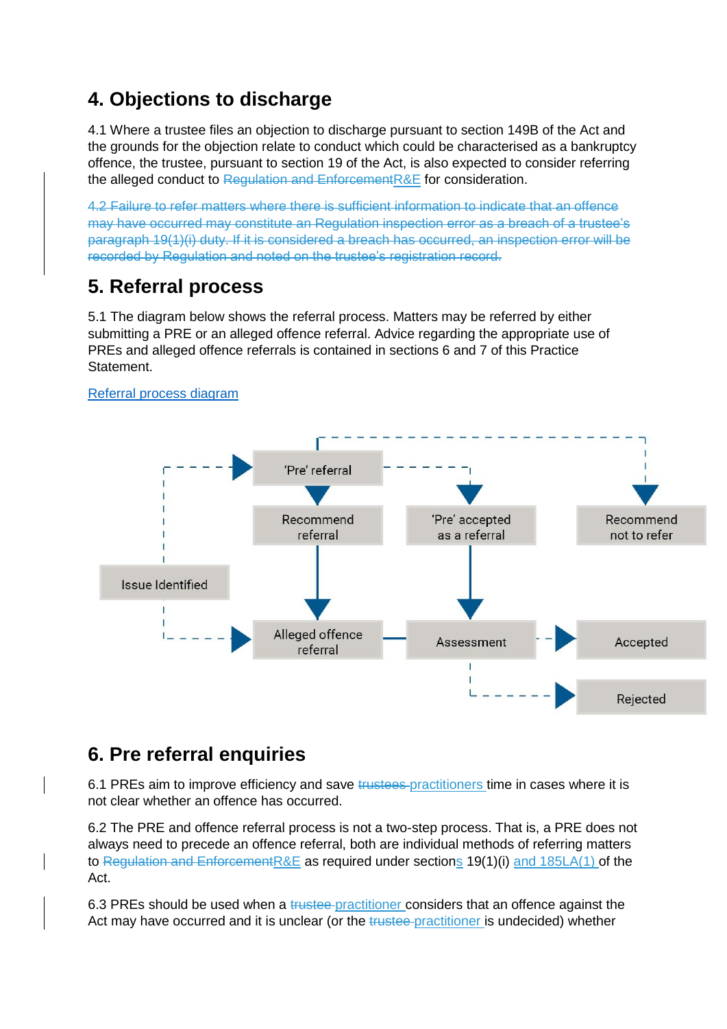## 4. Objections to discharge

4.1 Where a trustee files an objection to discharge pursuant to section 149B of the Act and the grounds for the objection relate to conduct which could be characterised as a bankruptcy offence, the trustee, pursuant to section 19 of the Act, is also expected to consider referring the alleged conduct to ~~Regulation and Enforcement~~R&E for consideration.

~~4.2 Failure to refer matters where there is sufficient information to indicate that an offence may have occurred may constitute an Regulation inspection error as a breach of a trustee's paragraph 19(1)(i) duty. If it is considered a breach has occurred, an inspection error will be recorded by Regulation and noted on the trustee's registration record.~~

## 5. Referral process

5.1 The diagram below shows the referral process. Matters may be referred by either submitting a PRE or an alleged offence referral. Advice regarding the appropriate use of PREs and alleged offence referrals is contained in sections 6 and 7 of this Practice Statement.

[Referral process diagram]

Issue Identified → 'Pre' referral → Recommend referral / 'Pre' accepted as a referral / Recommend not to refer

Issue Identified → Alleged offence referral → Assessment → Accepted / Rejected

## 6. Pre referral enquiries

6.1 PREs aim to improve efficiency and save ~~trustees~~ practitioners time in cases where it is not clear whether an offence has occurred.

6.2 The PRE and offence referral process is not a two-step process. That is, a PRE does not always need to precede an offence referral, both are individual methods of referring matters to ~~Regulation and Enforcement~~R&E as required under sections 19(1)(i) and 185LA(1) of the Act.

6.3 PREs should be used when a ~~trustee~~ practitioner considers that an offence against the Act may have occurred and it is unclear (or the ~~trustee~~ practitioner is undecided) whether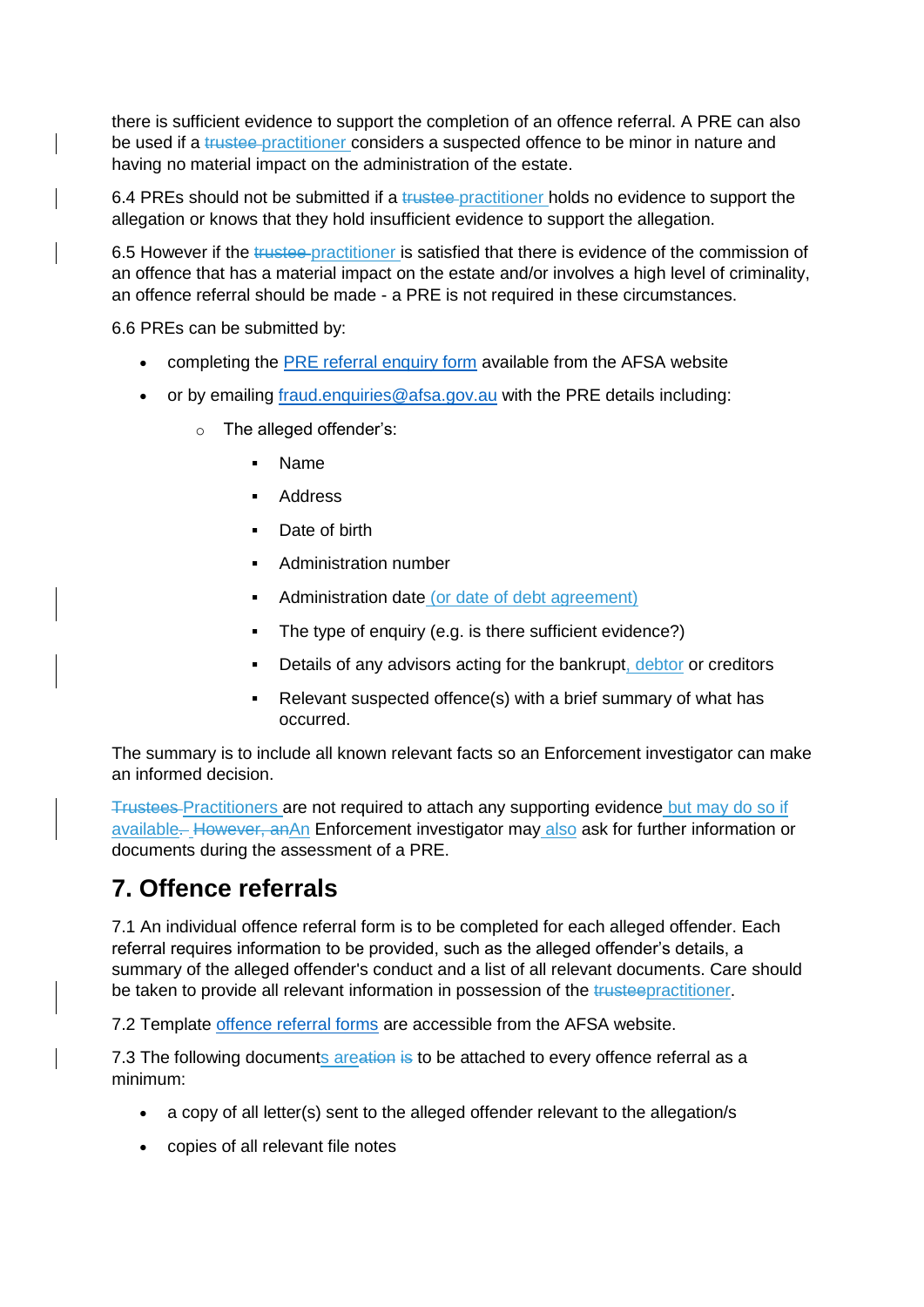there is sufficient evidence to support the completion of an offence referral. A PRE can also be used if a ~~trustee~~ practitioner considers a suspected offence to be minor in nature and having no material impact on the administration of the estate.

6.4 PREs should not be submitted if a ~~trustee~~ practitioner holds no evidence to support the allegation or knows that they hold insufficient evidence to support the allegation.

6.5 However if the ~~trustee~~ practitioner is satisfied that there is evidence of the commission of an offence that has a material impact on the estate and/or involves a high level of criminality, an offence referral should be made - a PRE is not required in these circumstances.

6.6 PREs can be submitted by:

- completing the PRE referral enquiry form available from the AFSA website
- or by emailing fraud.enquiries@afsa.gov.au with the PRE details including:
  - The alleged offender's:
    - Name
    - Address
    - Date of birth
    - Administration number
    - Administration date (or date of debt agreement)
    - The type of enquiry (e.g. is there sufficient evidence?)
    - Details of any advisors acting for the bankrupt, debtor or creditors
    - Relevant suspected offence(s) with a brief summary of what has occurred.

The summary is to include all known relevant facts so an Enforcement investigator can make an informed decision.

~~Trustees~~ Practitioners are not required to attach any supporting evidence but may do so if available. ~~However, an~~An Enforcement investigator may also ask for further information or documents during the assessment of a PRE.

# 7. Offence referrals

7.1 An individual offence referral form is to be completed for each alleged offender. Each referral requires information to be provided, such as the alleged offender's details, a summary of the alleged offender's conduct and a list of all relevant documents. Care should be taken to provide all relevant information in possession of the ~~trustee~~practitioner.

7.2 Template offence referral forms are accessible from the AFSA website.

7.3 The following documents are~~ation is~~ to be attached to every offence referral as a minimum:

- a copy of all letter(s) sent to the alleged offender relevant to the allegation/s
- copies of all relevant file notes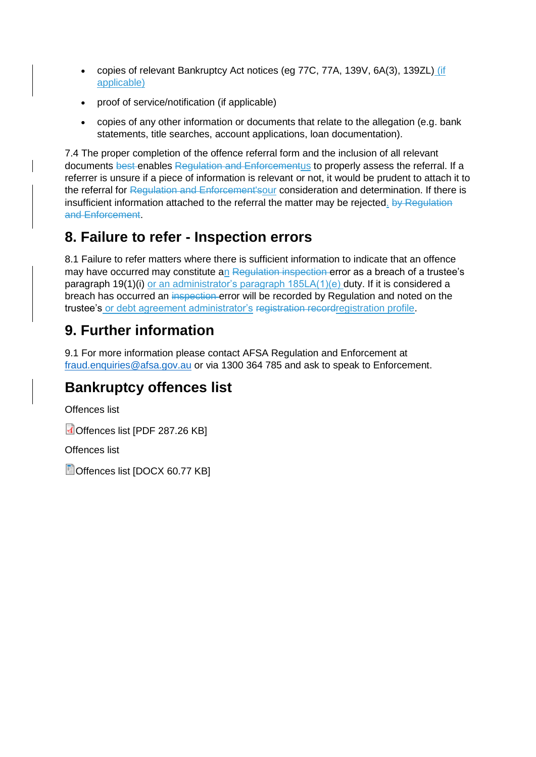- copies of relevant Bankruptcy Act notices (eg 77C, 77A, 139V, 6A(3), 139ZL) (if applicable)
- proof of service/notification (if applicable)
- copies of any other information or documents that relate to the allegation (e.g. bank statements, title searches, account applications, loan documentation).

7.4 The proper completion of the offence referral form and the inclusion of all relevant documents ~~best~~ enables ~~Regulation and Enforcement~~us to properly assess the referral. If a referrer is unsure if a piece of information is relevant or not, it would be prudent to attach it to the referral for ~~Regulation and Enforcement's~~our consideration and determination. If there is insufficient information attached to the referral the matter may be rejected. ~~by Regulation and Enforcement~~.

## 8. Failure to refer - Inspection errors

8.1 Failure to refer matters where there is sufficient information to indicate that an offence may have occurred may constitute an ~~Regulation inspection~~ error as a breach of a trustee's paragraph 19(1)(i) or an administrator's paragraph 185LA(1)(e) duty. If it is considered a breach has occurred an ~~inspection~~ error will be recorded by Regulation and noted on the trustee's or debt agreement administrator's ~~registration record~~registration profile.

## 9. Further information

9.1 For more information please contact AFSA Regulation and Enforcement at fraud.enquiries@afsa.gov.au or via 1300 364 785 and ask to speak to Enforcement.

## Bankruptcy offences list

Offences list

Offences list [PDF 287.26 KB]

Offences list

Offences list [DOCX 60.77 KB]